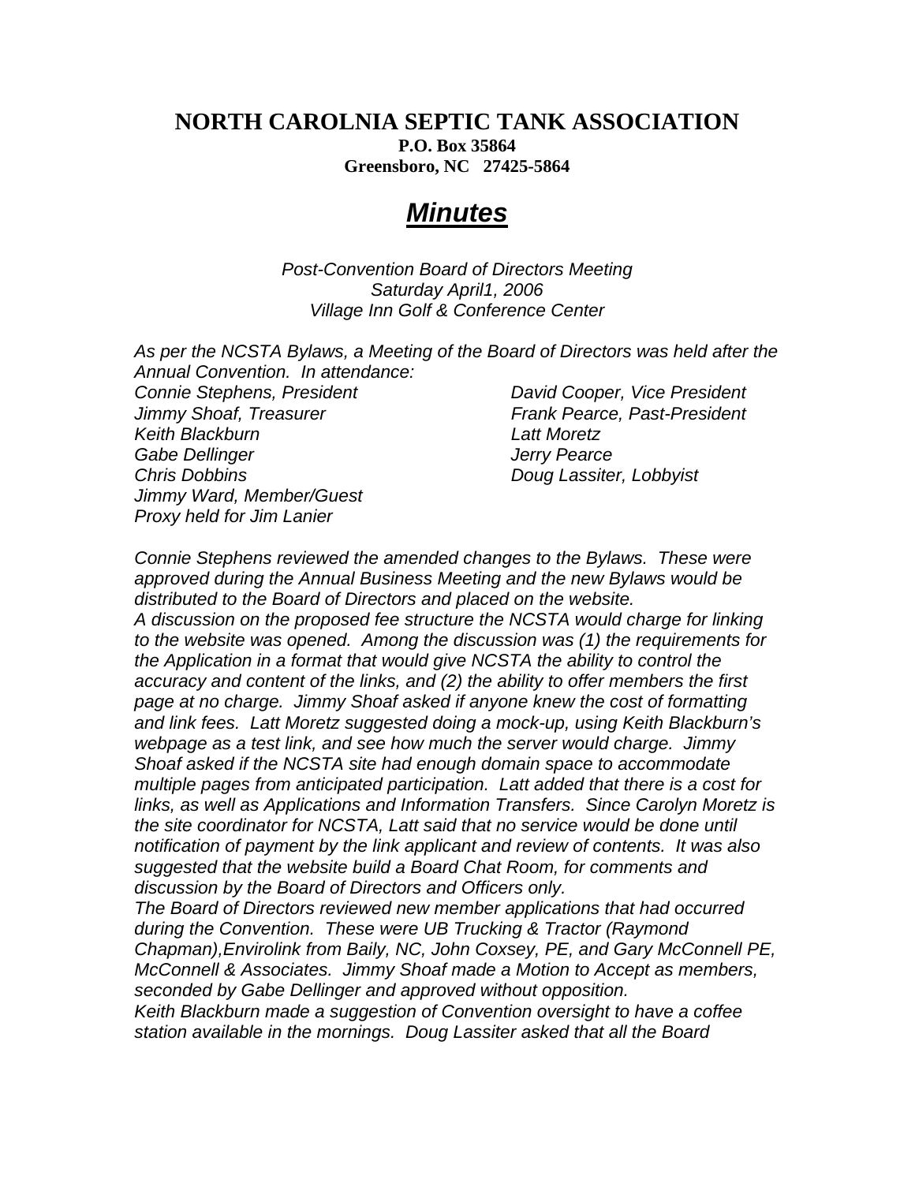# NORTH CAROLNIA SEPTIC TANK ASSOCIATION

**P.O. Box 35864**
**Greensboro, NC 27425-5864**

## ***Minutes***

*Post-Convention Board of Directors Meeting*
*Saturday April1, 2006*
*Village Inn Golf & Conference Center*

*As per the NCSTA Bylaws, a Meeting of the Board of Directors was held after the Annual Convention. In attendance:*

*Connie Stephens, President*
*David Cooper, Vice President*
*Jimmy Shoaf, Treasurer*
*Frank Pearce, Past-President*
*Keith Blackburn*
*Latt Moretz*
*Gabe Dellinger*
*Jerry Pearce*
*Chris Dobbins*
*Doug Lassiter, Lobbyist*
*Jimmy Ward, Member/Guest*
*Proxy held for Jim Lanier*

*Connie Stephens reviewed the amended changes to the Bylaws. These were approved during the Annual Business Meeting and the new Bylaws would be distributed to the Board of Directors and placed on the website.*

*A discussion on the proposed fee structure the NCSTA would charge for linking to the website was opened. Among the discussion was (1) the requirements for the Application in a format that would give NCSTA the ability to control the accuracy and content of the links, and (2) the ability to offer members the first page at no charge. Jimmy Shoaf asked if anyone knew the cost of formatting and link fees. Latt Moretz suggested doing a mock-up, using Keith Blackburn's webpage as a test link, and see how much the server would charge. Jimmy Shoaf asked if the NCSTA site had enough domain space to accommodate multiple pages from anticipated participation. Latt added that there is a cost for links, as well as Applications and Information Transfers. Since Carolyn Moretz is the site coordinator for NCSTA, Latt said that no service would be done until notification of payment by the link applicant and review of contents. It was also suggested that the website build a Board Chat Room, for comments and discussion by the Board of Directors and Officers only.*

*The Board of Directors reviewed new member applications that had occurred during the Convention. These were UB Trucking & Tractor (Raymond Chapman),Envirolink from Baily, NC, John Coxsey, PE, and Gary McConnell PE, McConnell & Associates. Jimmy Shoaf made a Motion to Accept as members, seconded by Gabe Dellinger and approved without opposition.*

*Keith Blackburn made a suggestion of Convention oversight to have a coffee station available in the mornings. Doug Lassiter asked that all the Board*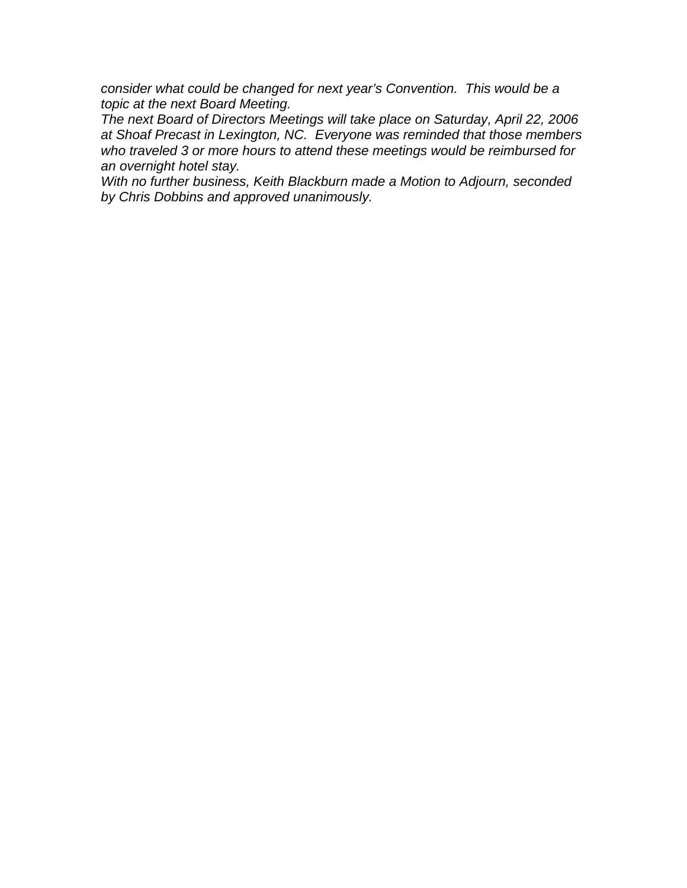*consider what could be changed for next year's Convention. This would be a topic at the next Board Meeting.*

*The next Board of Directors Meetings will take place on Saturday, April 22, 2006 at Shoaf Precast in Lexington, NC. Everyone was reminded that those members who traveled 3 or more hours to attend these meetings would be reimbursed for an overnight hotel stay.*

*With no further business, Keith Blackburn made a Motion to Adjourn, seconded by Chris Dobbins and approved unanimously.*